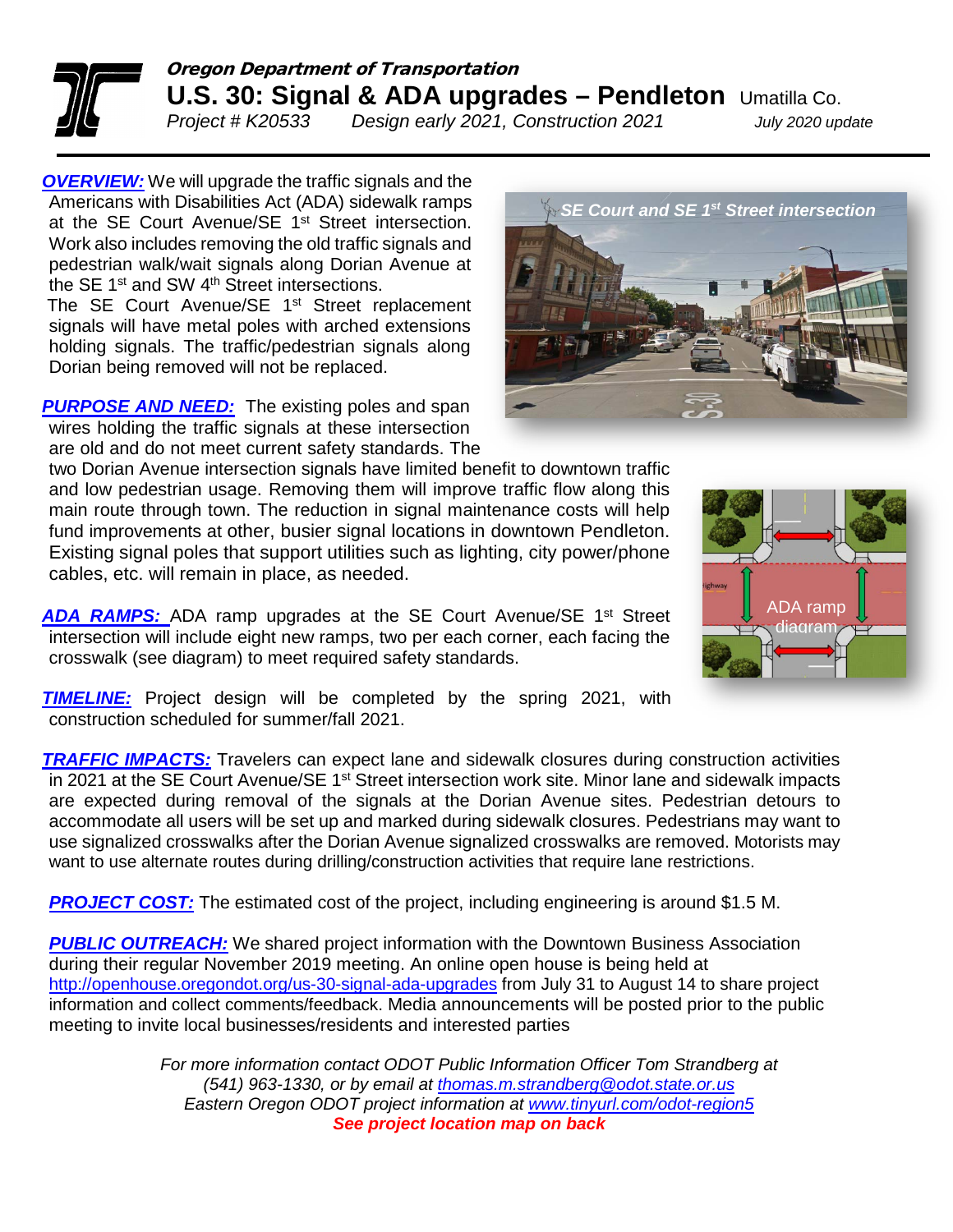**Oregon Department of Transportation**

# U.S. 30: Signal & ADA upgrades – Pendleton Umatilla Co.

*Project # K20533 Design early 2021, Construction 2021 July 2020 update*

**OVERVIEW:** We will upgrade the traffic signals and the Americans with Disabilities Act (ADA) sidewalk ramps at the SE Court Avenue/SE 1st Street intersection. Work also includes removing the old traffic signals and pedestrian walk/wait signals along Dorian Avenue at the SE 1st and SW 4th Street intersections.

The SE Court Avenue/SE 1st Street replacement signals will have metal poles with arched extensions holding signals. The traffic/pedestrian signals along Dorian being removed will not be replaced.

*SE Court and SE 1st Street intersection*

**PURPOSE AND NEED:** The existing poles and span wires holding the traffic signals at these intersection are old and do not meet current safety standards. The two Dorian Avenue intersection signals have limited benefit to downtown traffic and low pedestrian usage. Removing them will improve traffic flow along this main route through town. The reduction in signal maintenance costs will help fund improvements at other, busier signal locations in downtown Pendleton. Existing signal poles that support utilities such as lighting, city power/phone cables, etc. will remain in place, as needed.

**ADA RAMPS:** ADA ramp upgrades at the SE Court Avenue/SE 1st Street intersection will include eight new ramps, two per each corner, each facing the crosswalk (see diagram) to meet required safety standards.

ADA ramp diagram

**TIMELINE:** Project design will be completed by the spring 2021, with construction scheduled for summer/fall 2021.

**TRAFFIC IMPACTS:** Travelers can expect lane and sidewalk closures during construction activities in 2021 at the SE Court Avenue/SE 1st Street intersection work site. Minor lane and sidewalk impacts are expected during removal of the signals at the Dorian Avenue sites. Pedestrian detours to accommodate all users will be set up and marked during sidewalk closures. Pedestrians may want to use signalized crosswalks after the Dorian Avenue signalized crosswalks are removed. Motorists may want to use alternate routes during drilling/construction activities that require lane restrictions.

**PROJECT COST:** The estimated cost of the project, including engineering is around $1.5 M.

**PUBLIC OUTREACH:** We shared project information with the Downtown Business Association during their regular November 2019 meeting. An online open house is being held at http://openhouse.oregondot.org/us-30-signal-ada-upgrades from July 31 to August 14 to share project information and collect comments/feedback. Media announcements will be posted prior to the public meeting to invite local businesses/residents and interested parties

*For more information contact ODOT Public Information Officer Tom Strandberg at (541) 963-1330, or by email at thomas.m.strandberg@odot.state.or.us*
*Eastern Oregon ODOT project information at www.tinyurl.com/odot-region5*
***See project location map on back***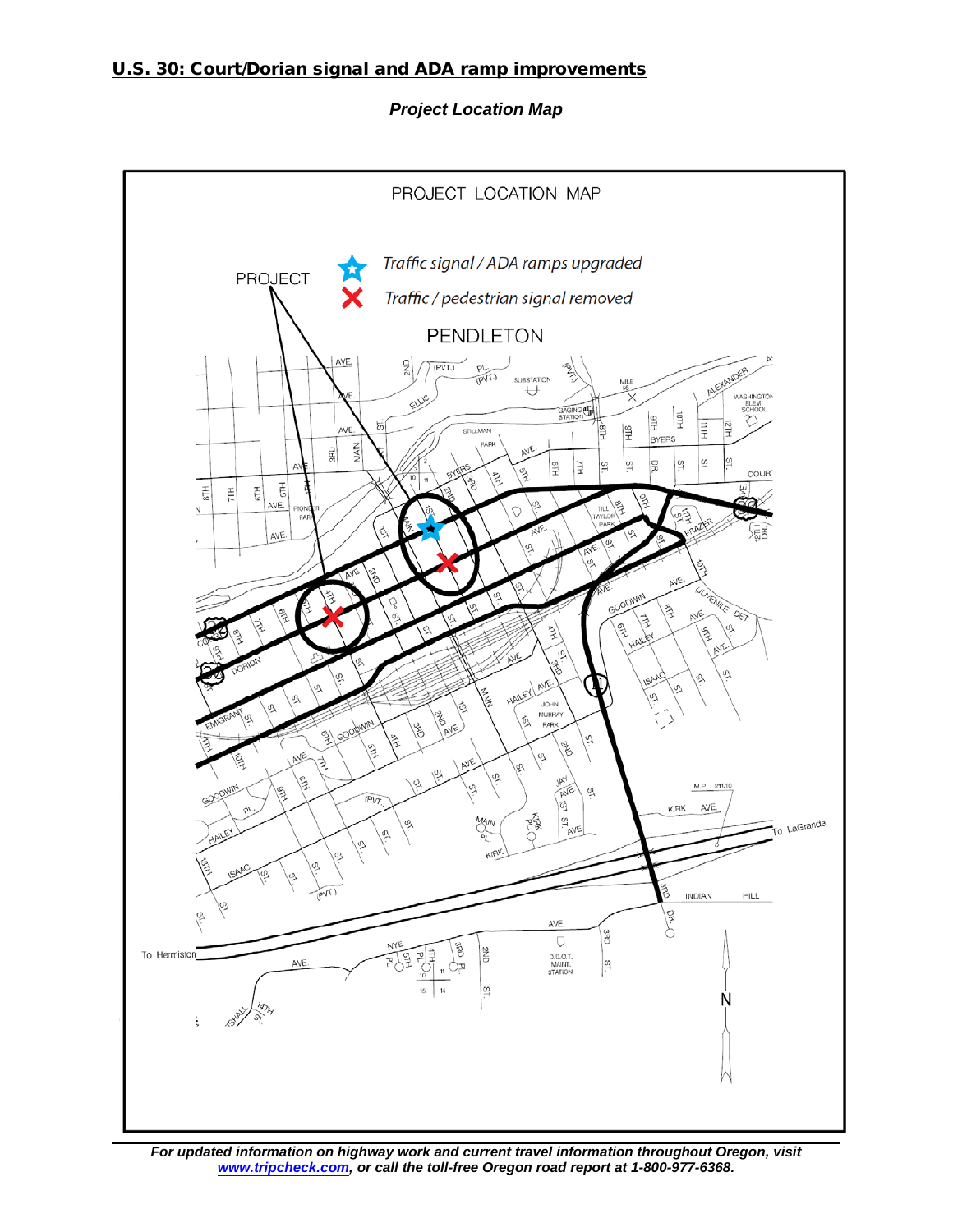## U.S. 30: Court/Dorian signal and ADA ramp improvements

***Project Location Map***

PROJECT LOCATION MAP

PROJECT

Traffic signal / ADA ramps upgraded

Traffic / pedestrian signal removed

PENDLETON

***For updated information on highway work and current travel information throughout Oregon, visit [www.tripcheck.com](http://www.tripcheck.com), or call the toll-free Oregon road report at 1-800-977-6368.***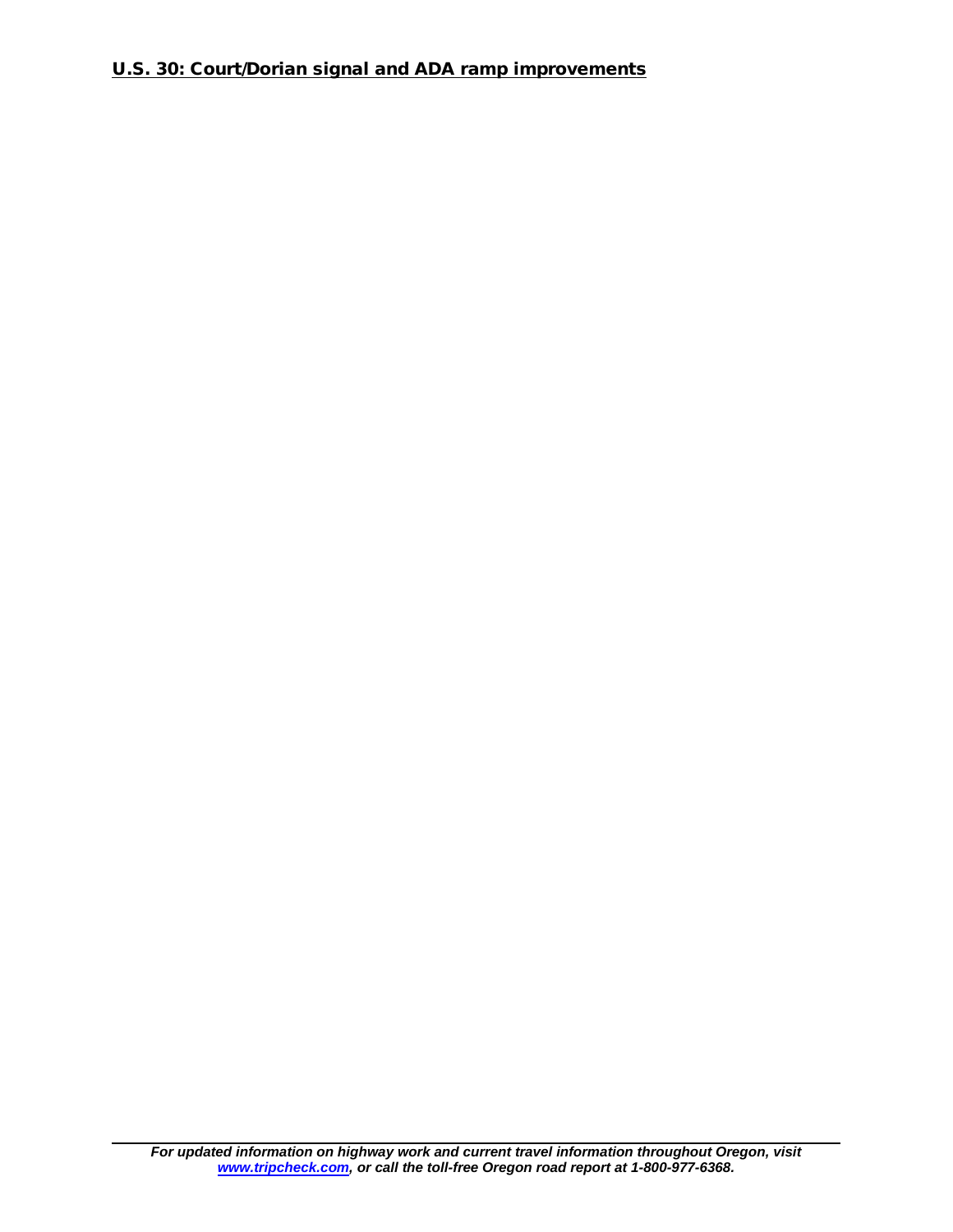## U.S. 30: Court/Dorian signal and ADA ramp improvements